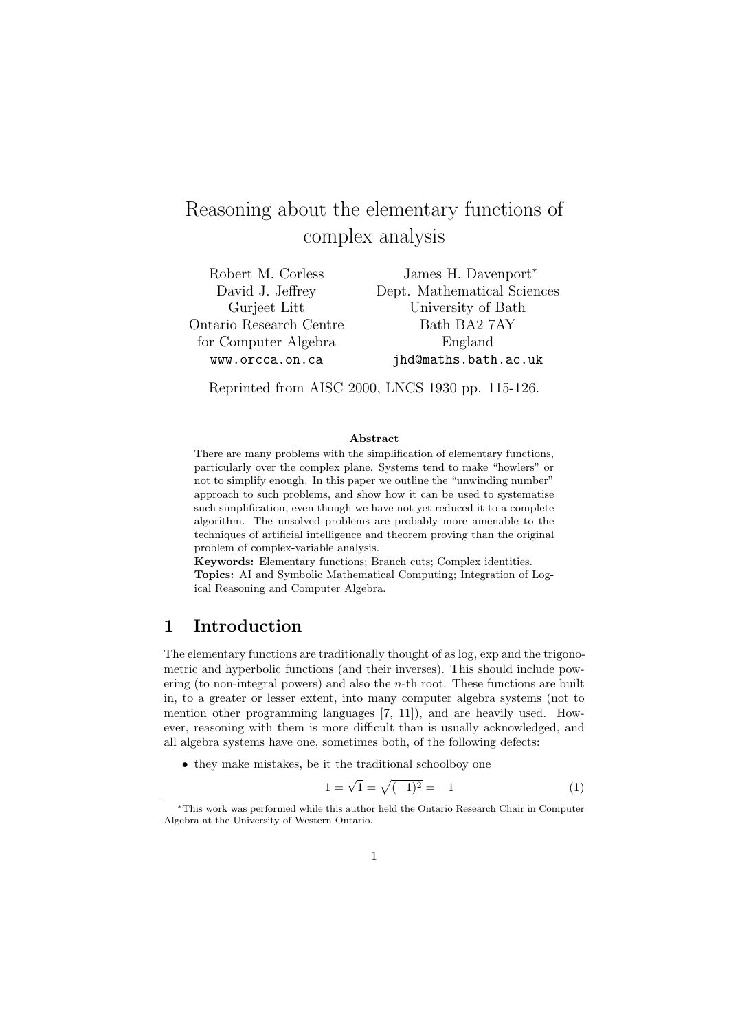# Reasoning about the elementary functions of complex analysis

Robert M. Corless
David J. Jeffrey
Gurjeet Litt
Ontario Research Centre
for Computer Algebra
`www.orcca.on.ca`

James H. Davenport*
Dept. Mathematical Sciences
University of Bath
Bath BA2 7AY
England
`jhd@maths.bath.ac.uk`

Reprinted from AISC 2000, LNCS 1930 pp. 115-126.

**Abstract**

There are many problems with the simplification of elementary functions, particularly over the complex plane. Systems tend to make "howlers" or not to simplify enough. In this paper we outline the "unwinding number" approach to such problems, and show how it can be used to systematise such simplification, even though we have not yet reduced it to a complete algorithm. The unsolved problems are probably more amenable to the techniques of artificial intelligence and theorem proving than the original problem of complex-variable analysis.

**Keywords:** Elementary functions; Branch cuts; Complex identities.
**Topics:** AI and Symbolic Mathematical Computing; Integration of Logical Reasoning and Computer Algebra.

## 1 Introduction

The elementary functions are traditionally thought of as log, exp and the trigonometric and hyperbolic functions (and their inverses). This should include powering (to non-integral powers) and also the $n$-th root. These functions are built in, to a greater or lesser extent, into many computer algebra systems (not to mention other programming languages [7, 11]), and are heavily used. However, reasoning with them is more difficult than is usually acknowledged, and all algebra systems have one, sometimes both, of the following defects:

- they make mistakes, be it the traditional schoolboy one

$$1 = \sqrt{1} = \sqrt{(-1)^2} = -1 \tag{1}$$

*This work was performed while this author held the Ontario Research Chair in Computer Algebra at the University of Western Ontario.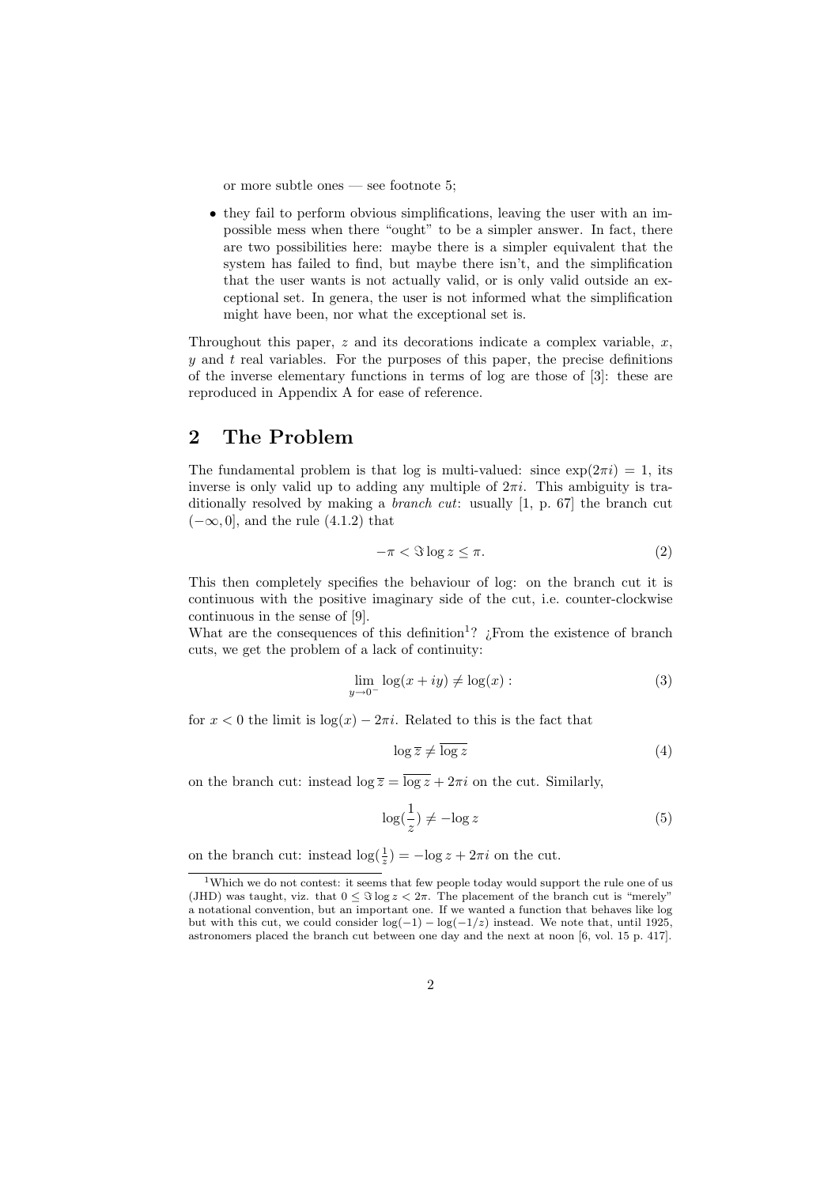or more subtle ones — see footnote 5;

- they fail to perform obvious simplifications, leaving the user with an impossible mess when there "ought" to be a simpler answer. In fact, there are two possibilities here: maybe there is a simpler equivalent that the system has failed to find, but maybe there isn't, and the simplification that the user wants is not actually valid, or is only valid outside an exceptional set. In genera, the user is not informed what the simplification might have been, nor what the exceptional set is.

Throughout this paper, $z$ and its decorations indicate a complex variable, $x$, $y$ and $t$ real variables. For the purposes of this paper, the precise definitions of the inverse elementary functions in terms of log are those of [3]: these are reproduced in Appendix A for ease of reference.

## 2 The Problem

The fundamental problem is that log is multi-valued: since $\exp(2\pi i) = 1$, its inverse is only valid up to adding any multiple of $2\pi i$. This ambiguity is traditionally resolved by making a *branch cut*: usually [1, p. 67] the branch cut $(-\infty, 0]$, and the rule (4.1.2) that

$$-\pi < \Im \log z \leq \pi. \tag{2}$$

This then completely specifies the behaviour of log: on the branch cut it is continuous with the positive imaginary side of the cut, i.e. counter-clockwise continuous in the sense of [9].

What are the consequences of this definition[1]? ¿From the existence of branch cuts, we get the problem of a lack of continuity:

$$\lim_{y \to 0^-} \log(x + iy) \neq \log(x) : \tag{3}$$

for $x < 0$ the limit is $\log(x) - 2\pi i$. Related to this is the fact that

$$\log \overline{z} \neq \overline{\log z} \tag{4}$$

on the branch cut: instead $\log \overline{z} = \overline{\log z} + 2\pi i$ on the cut. Similarly,

$$\log(\frac{1}{z}) \neq -\log z \tag{5}$$

on the branch cut: instead $\log(\frac{1}{z}) = -\log z + 2\pi i$ on the cut.

[1] Which we do not contest: it seems that few people today would support the rule one of us (JHD) was taught, viz. that $0 \leq \Im \log z < 2\pi$. The placement of the branch cut is "merely" a notational convention, but an important one. If we wanted a function that behaves like log but with this cut, we could consider $\log(-1) - \log(-1/z)$ instead. We note that, until 1925, astronomers placed the branch cut between one day and the next at noon [6, vol. 15 p. 417].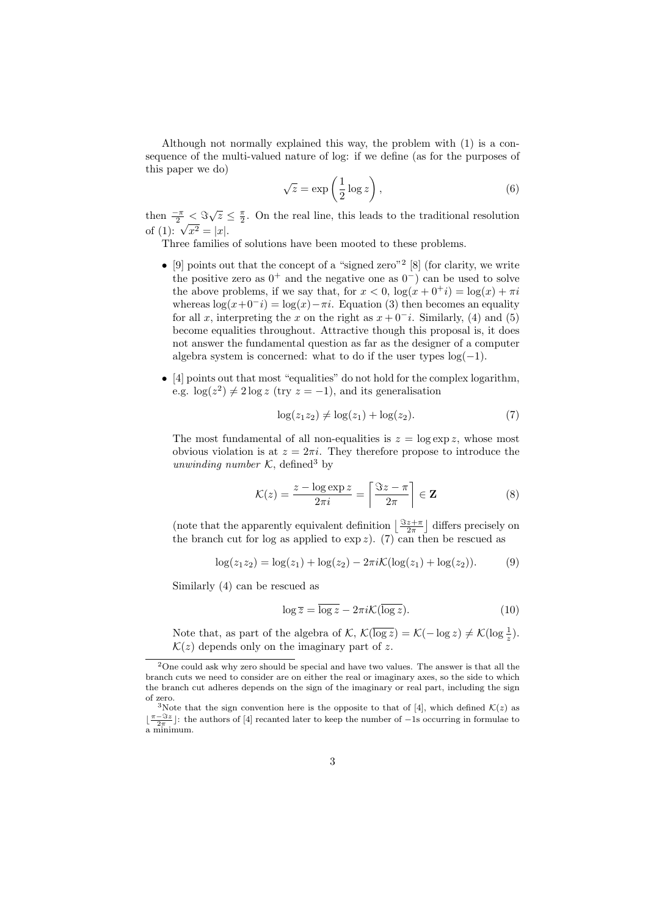Although not normally explained this way, the problem with (1) is a consequence of the multi-valued nature of log: if we define (as for the purposes of this paper we do)

$$\sqrt{z} = \exp\left(\frac{1}{2}\log z\right), \tag{6}$$

then $\frac{-\pi}{2} < \Im\sqrt{z} \le \frac{\pi}{2}$. On the real line, this leads to the traditional resolution of (1): $\sqrt{x^2} = |x|$.

Three families of solutions have been mooted to these problems.

- [9] points out that the concept of a "signed zero"[2] [8] (for clarity, we write the positive zero as $0^+$ and the negative one as $0^-$) can be used to solve the above problems, if we say that, for $x < 0$, $\log(x + 0^+ i) = \log(x) + \pi i$ whereas $\log(x + 0^- i) = \log(x) - \pi i$. Equation (3) then becomes an equality for all $x$, interpreting the $x$ on the right as $x + 0^- i$. Similarly, (4) and (5) become equalities throughout. Attractive though this proposal is, it does not answer the fundamental question as far as the designer of a computer algebra system is concerned: what to do if the user types $\log(-1)$.

- [4] points out that most "equalities" do not hold for the complex logarithm, e.g. $\log(z^2) \ne 2\log z$ (try $z = -1$), and its generalisation

$$\log(z_1 z_2) \ne \log(z_1) + \log(z_2). \tag{7}$$

  The most fundamental of all non-equalities is $z = \log\exp z$, whose most obvious violation is at $z = 2\pi i$. They therefore propose to introduce the *unwinding number* $\mathcal{K}$, defined[3] by

$$\mathcal{K}(z) = \frac{z - \log\exp z}{2\pi i} = \left\lceil \frac{\Im z - \pi}{2\pi} \right\rceil \in \mathbf{Z} \tag{8}$$

  (note that the apparently equivalent definition $\left\lfloor \frac{\Im z + \pi}{2\pi} \right\rfloor$ differs precisely on the branch cut for log as applied to $\exp z$). (7) can then be rescued as

$$\log(z_1 z_2) = \log(z_1) + \log(z_2) - 2\pi i \mathcal{K}(\log(z_1) + \log(z_2)). \tag{9}$$

  Similarly (4) can be rescued as

$$\log\overline{z} = \overline{\log z} - 2\pi i \mathcal{K}(\overline{\log z}). \tag{10}$$

  Note that, as part of the algebra of $\mathcal{K}$, $\mathcal{K}(\overline{\log z}) = \mathcal{K}(-\log z) \ne \mathcal{K}(\log\frac{1}{z})$. $\mathcal{K}(z)$ depends only on the imaginary part of $z$.

---

[2] One could ask why zero should be special and have two values. The answer is that all the branch cuts we need to consider are on either the real or imaginary axes, so the side to which the branch cut adheres depends on the sign of the imaginary or real part, including the sign of zero.

[3] Note that the sign convention here is the opposite to that of [4], which defined $\mathcal{K}(z)$ as $\left\lfloor \frac{\pi - \Im z}{2\pi} \right\rfloor$: the authors of [4] recanted later to keep the number of $-1$s occurring in formulae to a minimum.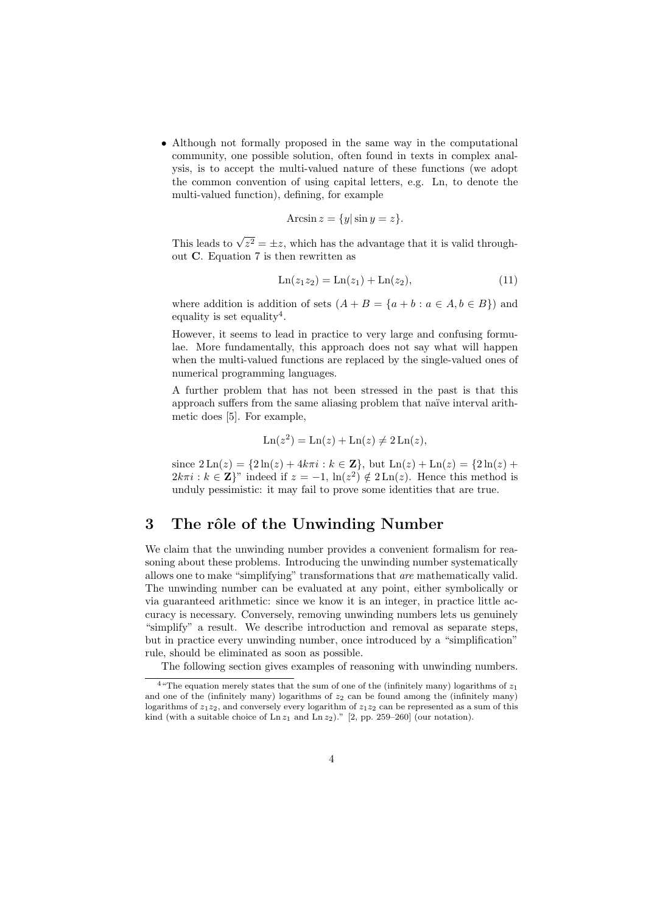- Although not formally proposed in the same way in the computational community, one possible solution, often found in texts in complex analysis, is to accept the multi-valued nature of these functions (we adopt the common convention of using capital letters, e.g. Ln, to denote the multi-valued function), defining, for example

  $$\text{Arcsin}\, z = \{y | \sin y = z\}.$$

  This leads to $\sqrt{z^2} = \pm z$, which has the advantage that it is valid throughout $\mathbf{C}$. Equation 7 is then rewritten as

  $$\text{Ln}(z_1 z_2) = \text{Ln}(z_1) + \text{Ln}(z_2), \tag{11}$$

  where addition is addition of sets ($A + B = \{a + b : a \in A, b \in B\}$) and equality is set equality[4].

  However, it seems to lead in practice to very large and confusing formulae. More fundamentally, this approach does not say what will happen when the multi-valued functions are replaced by the single-valued ones of numerical programming languages.

  A further problem that has not been stressed in the past is that this approach suffers from the same aliasing problem that naïve interval arithmetic does [5]. For example,

  $$\text{Ln}(z^2) = \text{Ln}(z) + \text{Ln}(z) \neq 2\,\text{Ln}(z),$$

  since $2\,\text{Ln}(z) = \{2\ln(z) + 4k\pi i : k \in \mathbf{Z}\}$, but $\text{Ln}(z) + \text{Ln}(z) = \{2\ln(z) + 2k\pi i : k \in \mathbf{Z}\}$" indeed if $z = -1$, $\ln(z^2) \notin 2\,\text{Ln}(z)$. Hence this method is unduly pessimistic: it may fail to prove some identities that are true.

## 3 The rôle of the Unwinding Number

We claim that the unwinding number provides a convenient formalism for reasoning about these problems. Introducing the unwinding number systematically allows one to make "simplifying" transformations that *are* mathematically valid. The unwinding number can be evaluated at any point, either symbolically or via guaranteed arithmetic: since we know it is an integer, in practice little accuracy is necessary. Conversely, removing unwinding numbers lets us genuinely "simplify" a result. We describe introduction and removal as separate steps, but in practice every unwinding number, once introduced by a "simplification" rule, should be eliminated as soon as possible.

The following section gives examples of reasoning with unwinding numbers.

[4] "The equation merely states that the sum of one of the (infinitely many) logarithms of $z_1$ and one of the (infinitely many) logarithms of $z_2$ can be found among the (infinitely many) logarithms of $z_1 z_2$, and conversely every logarithm of $z_1 z_2$ can be represented as a sum of this kind (with a suitable choice of $\text{Ln}\, z_1$ and $\text{Ln}\, z_2$)." [2, pp. 259–260] (our notation).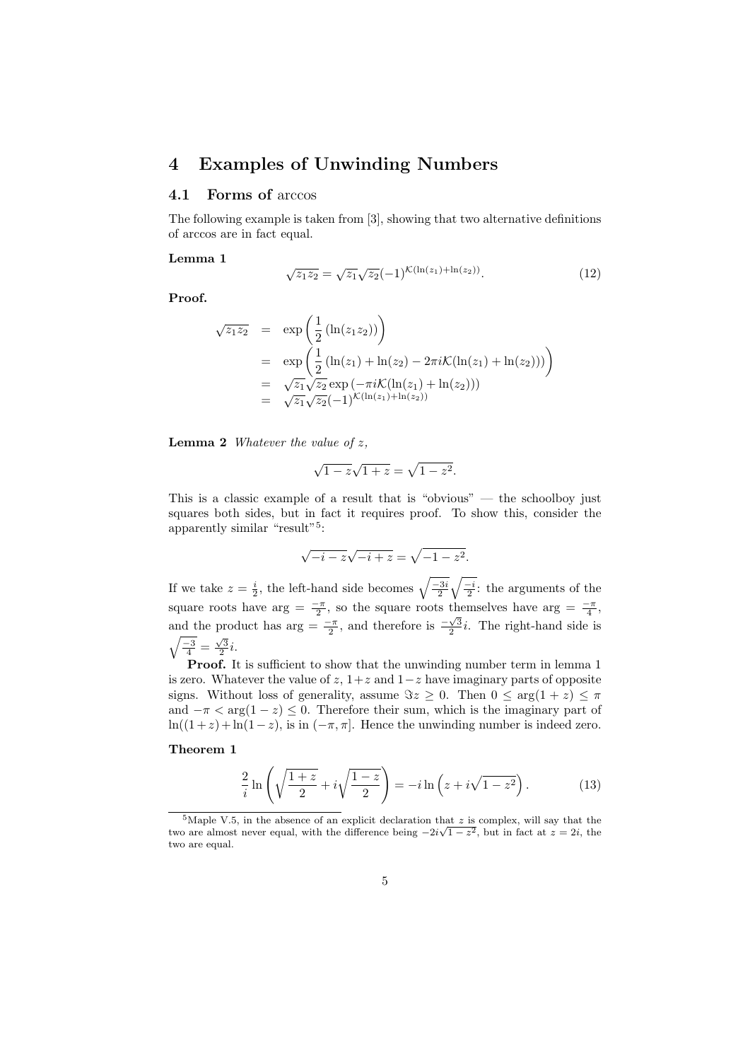# 4 Examples of Unwinding Numbers

## 4.1 Forms of arccos

The following example is taken from [3], showing that two alternative definitions of arccos are in fact equal.

**Lemma 1**

$$\sqrt{z_1 z_2} = \sqrt{z_1}\sqrt{z_2}(-1)^{\mathcal{K}(\ln(z_1)+\ln(z_2))}. \tag{12}$$

**Proof.**

$$\begin{aligned}
\sqrt{z_1 z_2} &= \exp\left(\frac{1}{2}\left(\ln(z_1 z_2)\right)\right) \\
&= \exp\left(\frac{1}{2}\left(\ln(z_1) + \ln(z_2) - 2\pi i \mathcal{K}(\ln(z_1)+\ln(z_2))\right)\right) \\
&= \sqrt{z_1}\sqrt{z_2}\exp\left(-\pi i \mathcal{K}(\ln(z_1)+\ln(z_2))\right) \\
&= \sqrt{z_1}\sqrt{z_2}(-1)^{\mathcal{K}(\ln(z_1)+\ln(z_2))}
\end{aligned}$$

**Lemma 2** *Whatever the value of $z$,*

$$\sqrt{1-z}\sqrt{1+z} = \sqrt{1-z^2}.$$

This is a classic example of a result that is "obvious" — the schoolboy just squares both sides, but in fact it requires proof. To show this, consider the apparently similar "result"[5]:

$$\sqrt{-i-z}\sqrt{-i+z} = \sqrt{-1-z^2}.$$

If we take $z = \frac{i}{2}$, the left-hand side becomes $\sqrt{\frac{-3i}{2}}\sqrt{\frac{-i}{2}}$: the arguments of the square roots have $\arg = \frac{-\pi}{2}$, so the square roots themselves have $\arg = \frac{-\pi}{4}$, and the product has $\arg = \frac{-\pi}{2}$, and therefore is $\frac{-\sqrt{3}}{2}i$. The right-hand side is $\sqrt{\frac{-3}{4}} = \frac{\sqrt{3}}{2}i$.

**Proof.** It is sufficient to show that the unwinding number term in lemma 1 is zero. Whatever the value of $z$, $1+z$ and $1-z$ have imaginary parts of opposite signs. Without loss of generality, assume $\Im z \geq 0$. Then $0 \leq \arg(1+z) \leq \pi$ and $-\pi < \arg(1-z) \leq 0$. Therefore their sum, which is the imaginary part of $\ln((1+z)+\ln(1-z)$, is in $(-\pi, \pi]$. Hence the unwinding number is indeed zero.

**Theorem 1**

$$\frac{2}{i}\ln\left(\sqrt{\frac{1+z}{2}} + i\sqrt{\frac{1-z}{2}}\right) = -i\ln\left(z + i\sqrt{1-z^2}\right). \tag{13}$$

[5] Maple V.5, in the absence of an explicit declaration that $z$ is complex, will say that the two are almost never equal, with the difference being $-2i\sqrt{1-z^2}$, but in fact at $z = 2i$, the two are equal.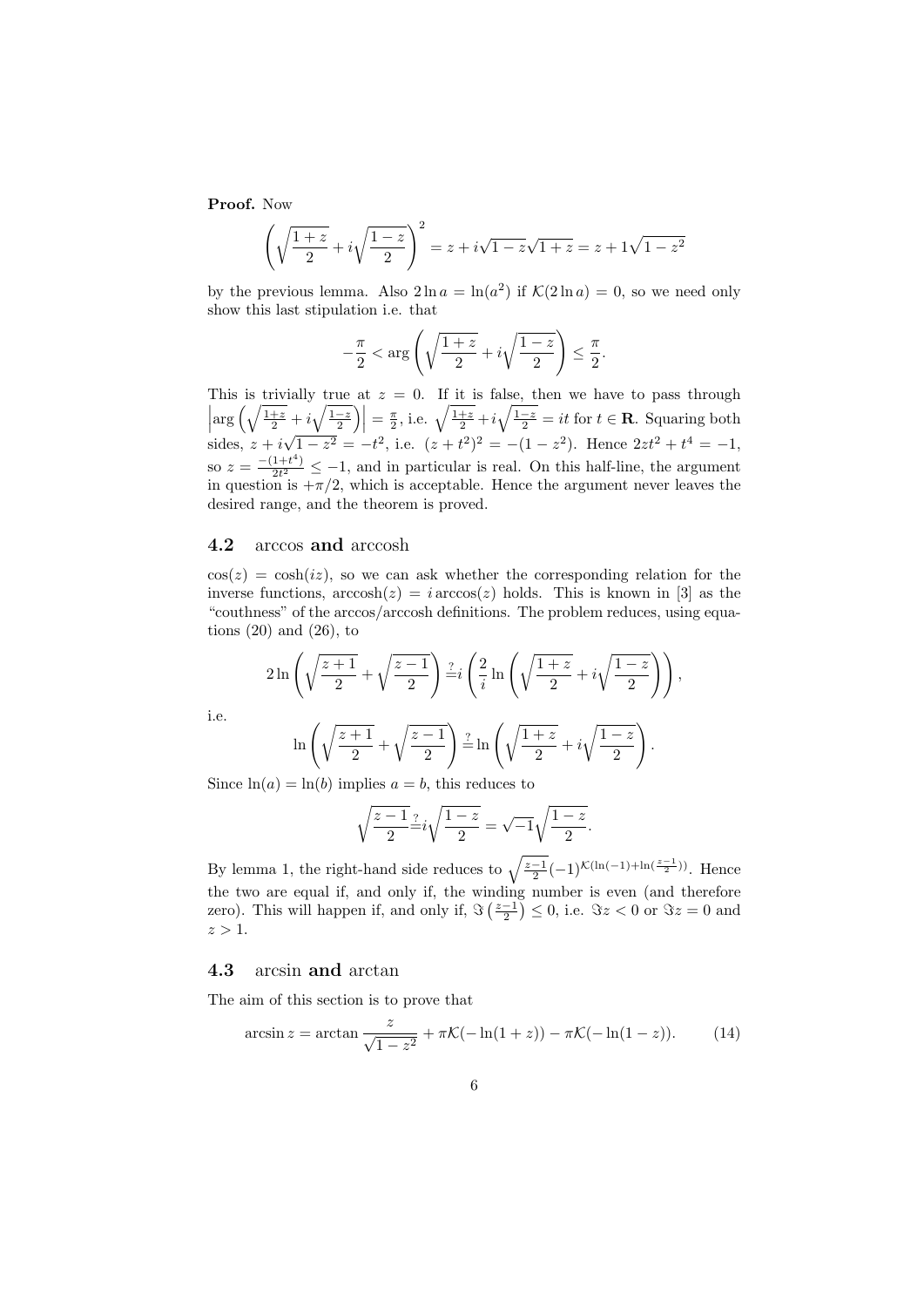**Proof.** Now

$$\left(\sqrt{\frac{1+z}{2}}+i\sqrt{\frac{1-z}{2}}\right)^2 = z + i\sqrt{1-z}\sqrt{1+z} = z + 1\sqrt{1-z^2}$$

by the previous lemma. Also $2\ln a = \ln(a^2)$ if $\mathcal{K}(2\ln a) = 0$, so we need only show this last stipulation i.e. that

$$-\frac{\pi}{2} < \arg\left(\sqrt{\frac{1+z}{2}}+i\sqrt{\frac{1-z}{2}}\right) \leq \frac{\pi}{2}.$$

This is trivially true at $z = 0$. If it is false, then we have to pass through $\left|\arg\left(\sqrt{\frac{1+z}{2}}+i\sqrt{\frac{1-z}{2}}\right)\right| = \frac{\pi}{2}$, i.e. $\sqrt{\frac{1+z}{2}}+i\sqrt{\frac{1-z}{2}} = it$ for $t \in \mathbf{R}$. Squaring both sides, $z + i\sqrt{1-z^2} = -t^2$, i.e. $(z+t^2)^2 = -(1-z^2)$. Hence $2zt^2 + t^4 = -1$, so $z = \frac{-(1+t^4)}{2t^2} \leq -1$, and in particular is real. On this half-line, the argument in question is $+\pi/2$, which is acceptable. Hence the argument never leaves the desired range, and the theorem is proved.

## 4.2 arccos and arccosh

$\cos(z) = \cosh(iz)$, so we can ask whether the corresponding relation for the inverse functions, $\operatorname{arccosh}(z) = i \arccos(z)$ holds. This is known in [3] as the "couthness" of the arccos/arccosh definitions. The problem reduces, using equations (20) and (26), to

$$2\ln\left(\sqrt{\frac{z+1}{2}}+\sqrt{\frac{z-1}{2}}\right) \stackrel{?}{=} i\left(\frac{2}{i}\ln\left(\sqrt{\frac{1+z}{2}}+i\sqrt{\frac{1-z}{2}}\right)\right),$$

i.e.

$$\ln\left(\sqrt{\frac{z+1}{2}}+\sqrt{\frac{z-1}{2}}\right) \stackrel{?}{=} \ln\left(\sqrt{\frac{1+z}{2}}+i\sqrt{\frac{1-z}{2}}\right).$$

Since $\ln(a) = \ln(b)$ implies $a = b$, this reduces to

$$\sqrt{\frac{z-1}{2}} \stackrel{?}{=} i\sqrt{\frac{1-z}{2}} = \sqrt{-1}\sqrt{\frac{1-z}{2}}.$$

By lemma 1, the right-hand side reduces to $\sqrt{\frac{z-1}{2}}(-1)^{\mathcal{K}(\ln(-1)+\ln(\frac{z-1}{2}))}$. Hence the two are equal if, and only if, the winding number is even (and therefore zero). This will happen if, and only if, $\Im\left(\frac{z-1}{2}\right) \leq 0$, i.e. $\Im z < 0$ or $\Im z = 0$ and $z > 1$.

## 4.3 arcsin and arctan

The aim of this section is to prove that

$$\arcsin z = \arctan\frac{z}{\sqrt{1-z^2}} + \pi\mathcal{K}(-\ln(1+z)) - \pi\mathcal{K}(-\ln(1-z)). \tag{14}$$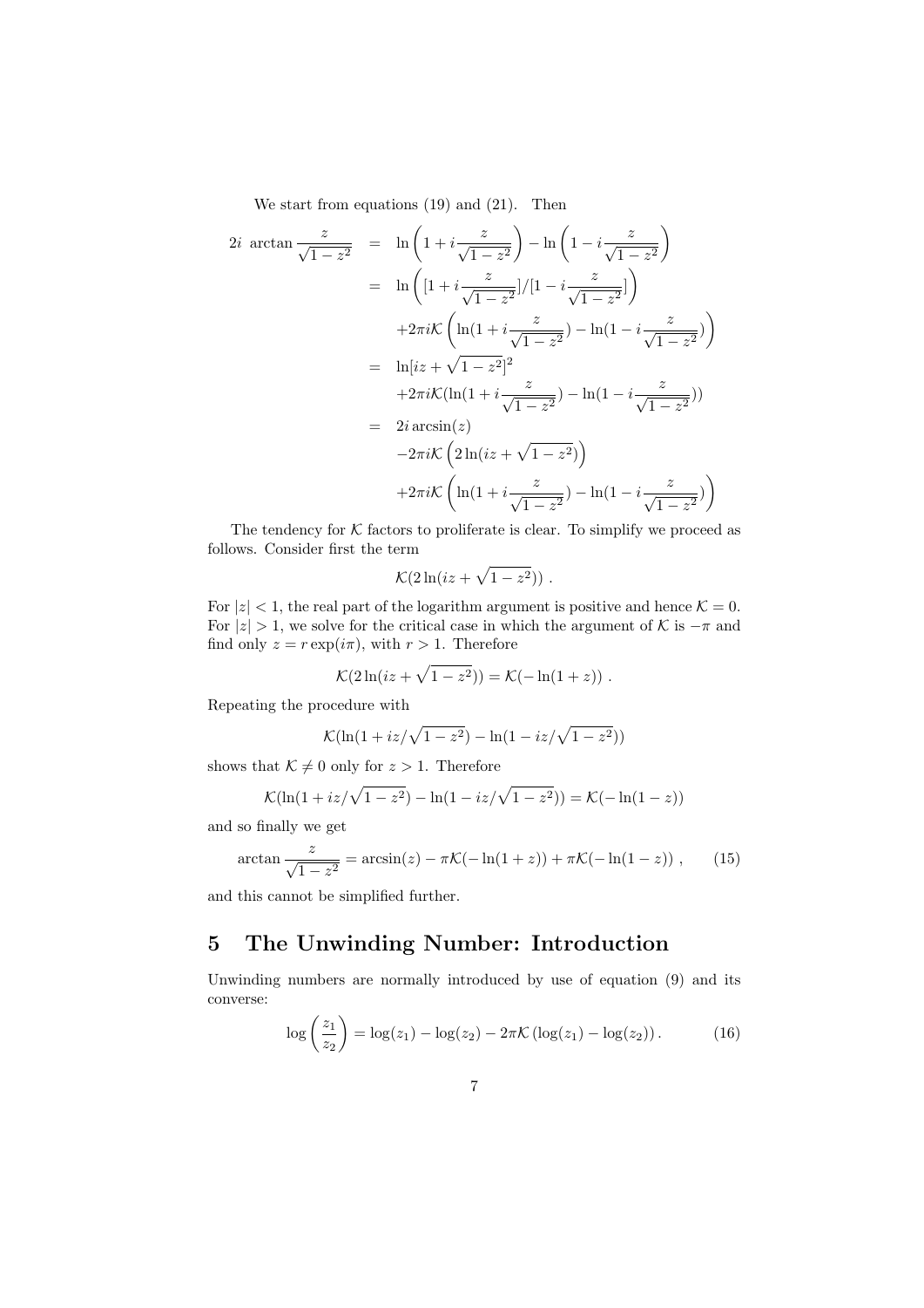We start from equations (19) and (21). Then

$$
\begin{aligned}
2i\ \arctan\frac{z}{\sqrt{1-z^2}} &= \ln\left(1+i\frac{z}{\sqrt{1-z^2}}\right)-\ln\left(1-i\frac{z}{\sqrt{1-z^2}}\right) \\
&= \ln\left([1+i\frac{z}{\sqrt{1-z^2}}]/[1-i\frac{z}{\sqrt{1-z^2}}]\right) \\
&\quad +2\pi i\mathcal{K}\left(\ln(1+i\frac{z}{\sqrt{1-z^2}})-\ln(1-i\frac{z}{\sqrt{1-z^2}})\right) \\
&= \ln[iz+\sqrt{1-z^2}]^2 \\
&\quad +2\pi i\mathcal{K}(\ln(1+i\frac{z}{\sqrt{1-z^2}})-\ln(1-i\frac{z}{\sqrt{1-z^2}})) \\
&= 2i\arcsin(z) \\
&\quad -2\pi i\mathcal{K}\left(2\ln(iz+\sqrt{1-z^2})\right) \\
&\quad +2\pi i\mathcal{K}\left(\ln(1+i\frac{z}{\sqrt{1-z^2}})-\ln(1-i\frac{z}{\sqrt{1-z^2}})\right)
\end{aligned}
$$

The tendency for $\mathcal{K}$ factors to proliferate is clear. To simplify we proceed as follows. Consider first the term

$$
\mathcal{K}(2\ln(iz+\sqrt{1-z^2}))\ .
$$

For $|z|<1$, the real part of the logarithm argument is positive and hence $\mathcal{K}=0$. For $|z|>1$, we solve for the critical case in which the argument of $\mathcal{K}$ is $-\pi$ and find only $z=r\exp(i\pi)$, with $r>1$. Therefore

$$
\mathcal{K}(2\ln(iz+\sqrt{1-z^2}))=\mathcal{K}(-\ln(1+z))\ .
$$

Repeating the procedure with

$$
\mathcal{K}(\ln(1+iz/\sqrt{1-z^2})-\ln(1-iz/\sqrt{1-z^2}))
$$

shows that $\mathcal{K}\neq 0$ only for $z>1$. Therefore

$$
\mathcal{K}(\ln(1+iz/\sqrt{1-z^2})-\ln(1-iz/\sqrt{1-z^2}))=\mathcal{K}(-\ln(1-z))
$$

and so finally we get

$$
\arctan\frac{z}{\sqrt{1-z^2}}=\arcsin(z)-\pi\mathcal{K}(-\ln(1+z))+\pi\mathcal{K}(-\ln(1-z))\ , \qquad (15)
$$

and this cannot be simplified further.

# 5 The Unwinding Number: Introduction

Unwinding numbers are normally introduced by use of equation (9) and its converse:

$$
\log\left(\frac{z_1}{z_2}\right)=\log(z_1)-\log(z_2)-2\pi\mathcal{K}\left(\log(z_1)-\log(z_2)\right). \qquad (16)
$$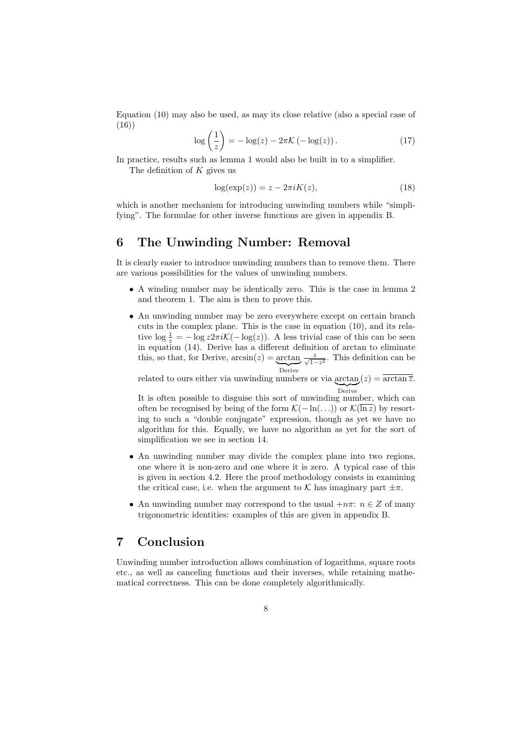Equation (10) may also be used, as may its close relative (also a special case of (16))

$$\log\left(\frac{1}{z}\right) = -\log(z) - 2\pi\mathcal{K}\left(-\log(z)\right). \tag{17}$$

In practice, results such as lemma 1 would also be built in to a simplifier.

The definition of $K$ gives us

$$\log(\exp(z)) = z - 2\pi i K(z), \tag{18}$$

which is another mechanism for introducing unwinding numbers while "simplifying". The formulae for other inverse functions are given in appendix B.

# 6 The Unwinding Number: Removal

It is clearly easier to introduce unwinding numbers than to remove them. There are various possibilities for the values of unwinding numbers.

- A winding number may be identically zero. This is the case in lemma 2 and theorem 1. The aim is then to prove this.
- An unwinding number may be zero everywhere except on certain branch cuts in the complex plane. This is the case in equation (10), and its relative $\log\frac{1}{z} = -\log z 2\pi i\mathcal{K}(-\log(z))$. A less trivial case of this can be seen in equation (14). Derive has a different definition of arctan to eliminate this, so that, for Derive, $\arcsin(z) = \underbrace{\arctan}_{\text{Derive}} \frac{z}{\sqrt{1-z^2}}$. This definition can be related to ours either via unwinding numbers or via $\underbrace{\arctan}_{\text{Derive}}(z) = \overline{\arctan \overline{z}}$.

  It is often possible to disguise this sort of unwinding number, which can often be recognised by being of the form $\mathcal{K}(-\ln(\ldots))$ or $\mathcal{K}(\overline{\ln z})$ by resorting to such a "double conjugate" expression, though as yet we have no algorithm for this. Equally, we have no algorithm as yet for the sort of simplification we see in section 14.
- An unwinding number may divide the complex plane into two regions, one where it is non-zero and one where it is zero. A typical case of this is given in section 4.2. Here the proof methodology consists in examining the critical case, i.e. when the argument to $\mathcal{K}$ has imaginary part $\pm\pi$.
- An unwinding number may correspond to the usual $+n\pi$: $n \in Z$ of many trigonometric identities: examples of this are given in appendix B.

# 7 Conclusion

Unwinding number introduction allows combination of logarithms, square roots etc., as well as canceling functions and their inverses, while retaining mathematical correctness. This can be done completely algorithmically.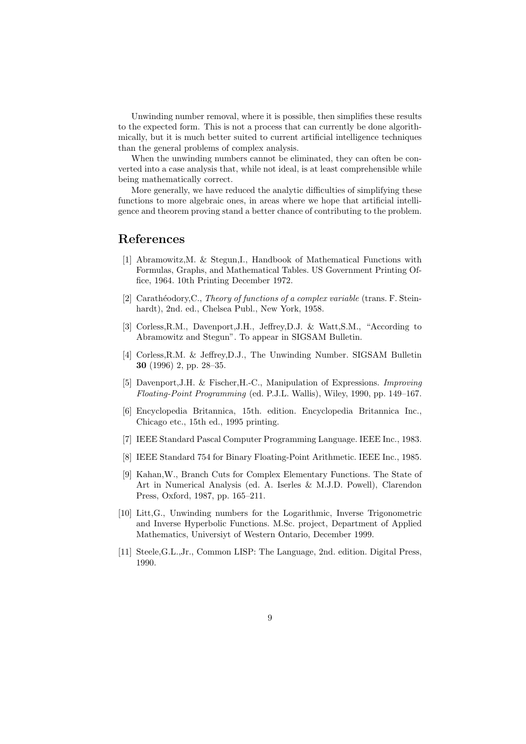Unwinding number removal, where it is possible, then simplifies these results to the expected form. This is not a process that can currently be done algorithmically, but it is much better suited to current artificial intelligence techniques than the general problems of complex analysis.

When the unwinding numbers cannot be eliminated, they can often be converted into a case analysis that, while not ideal, is at least comprehensible while being mathematically correct.

More generally, we have reduced the analytic difficulties of simplifying these functions to more algebraic ones, in areas where we hope that artificial intelligence and theorem proving stand a better chance of contributing to the problem.

# References

[1] Abramowitz,M. & Stegun,I., Handbook of Mathematical Functions with Formulas, Graphs, and Mathematical Tables. US Government Printing Office, 1964. 10th Printing December 1972.

[2] Carathéodory,C., *Theory of functions of a complex variable* (trans. F. Steinhardt), 2nd. ed., Chelsea Publ., New York, 1958.

[3] Corless,R.M., Davenport,J.H., Jeffrey,D.J. & Watt,S.M., "According to Abramowitz and Stegun". To appear in SIGSAM Bulletin.

[4] Corless,R.M. & Jeffrey,D.J., The Unwinding Number. SIGSAM Bulletin **30** (1996) 2, pp. 28–35.

[5] Davenport,J.H. & Fischer,H.-C., Manipulation of Expressions. *Improving Floating-Point Programming* (ed. P.J.L. Wallis), Wiley, 1990, pp. 149–167.

[6] Encyclopedia Britannica, 15th. edition. Encyclopedia Britannica Inc., Chicago etc., 15th ed., 1995 printing.

[7] IEEE Standard Pascal Computer Programming Language. IEEE Inc., 1983.

[8] IEEE Standard 754 for Binary Floating-Point Arithmetic. IEEE Inc., 1985.

[9] Kahan,W., Branch Cuts for Complex Elementary Functions. The State of Art in Numerical Analysis (ed. A. Iserles & M.J.D. Powell), Clarendon Press, Oxford, 1987, pp. 165–211.

[10] Litt,G., Unwinding numbers for the Logarithmic, Inverse Trigonometric and Inverse Hyperbolic Functions. M.Sc. project, Department of Applied Mathematics, Universiyt of Western Ontario, December 1999.

[11] Steele,G.L.,Jr., Common LISP: The Language, 2nd. edition. Digital Press, 1990.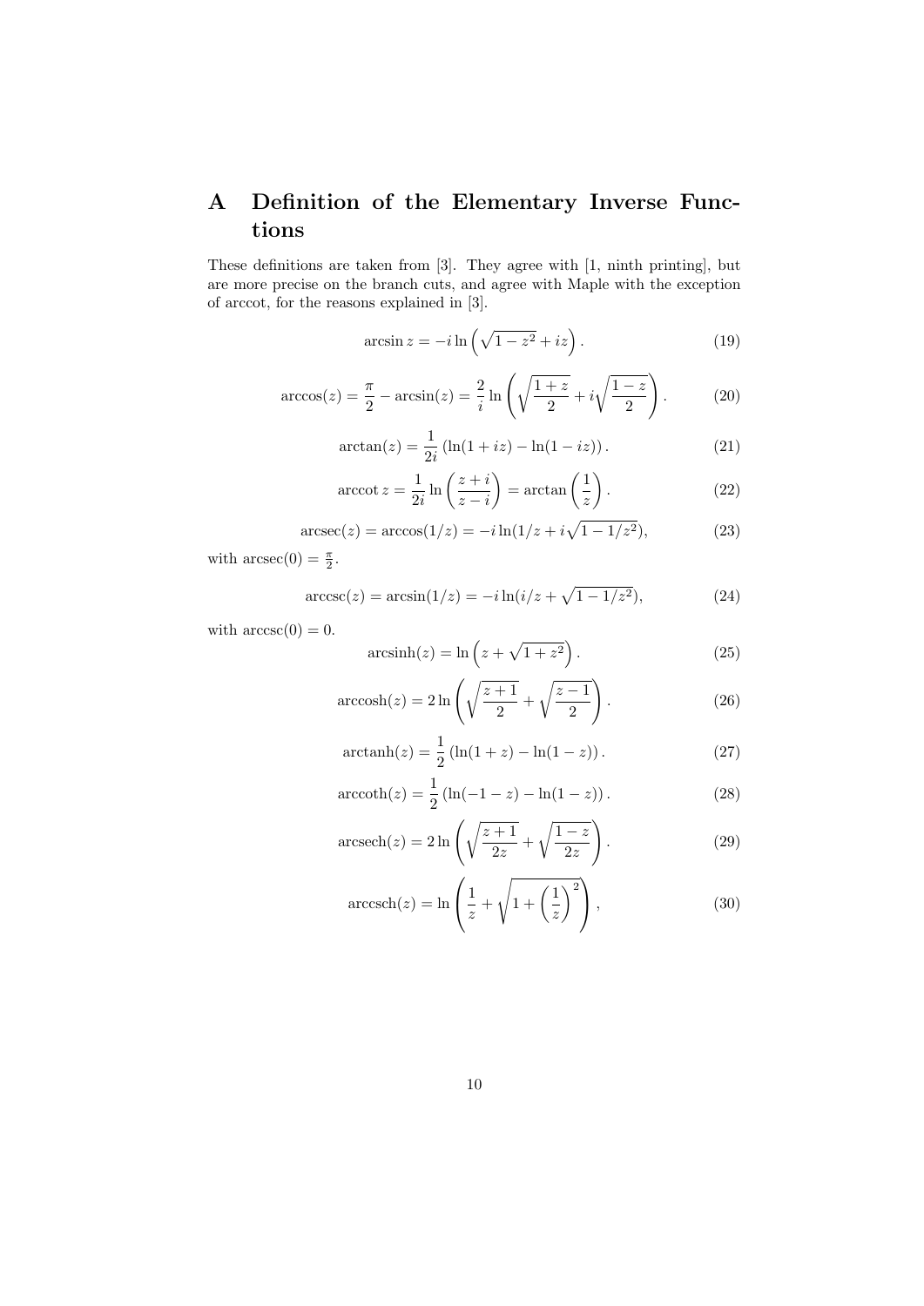# A Definition of the Elementary Inverse Functions

These definitions are taken from [3]. They agree with [1, ninth printing], but are more precise on the branch cuts, and agree with Maple with the exception of arccot, for the reasons explained in [3].

$$\arcsin z = -i \ln\left(\sqrt{1-z^2} + iz\right). \tag{19}$$

$$\arccos(z) = \frac{\pi}{2} - \arcsin(z) = \frac{2}{i} \ln\left(\sqrt{\frac{1+z}{2}} + i\sqrt{\frac{1-z}{2}}\right). \tag{20}$$

$$\arctan(z) = \frac{1}{2i}\left(\ln(1+iz) - \ln(1-iz)\right). \tag{21}$$

$$\operatorname{arccot} z = \frac{1}{2i} \ln\left(\frac{z+i}{z-i}\right) = \arctan\left(\frac{1}{z}\right). \tag{22}$$

$$\operatorname{arcsec}(z) = \arccos(1/z) = -i \ln(1/z + i\sqrt{1-1/z^2}), \tag{23}$$

with $\operatorname{arcsec}(0) = \frac{\pi}{2}$.

$$\operatorname{arccsc}(z) = \arcsin(1/z) = -i \ln(i/z + \sqrt{1-1/z^2}), \tag{24}$$

with $\operatorname{arccsc}(0) = 0$.

$$\operatorname{arcsinh}(z) = \ln\left(z + \sqrt{1+z^2}\right). \tag{25}$$

$$\operatorname{arccosh}(z) = 2\ln\left(\sqrt{\frac{z+1}{2}} + \sqrt{\frac{z-1}{2}}\right). \tag{26}$$

$$\operatorname{arctanh}(z) = \frac{1}{2}\left(\ln(1+z) - \ln(1-z)\right). \tag{27}$$

$$\operatorname{arccoth}(z) = \frac{1}{2}\left(\ln(-1-z) - \ln(1-z)\right). \tag{28}$$

$$\operatorname{arcsech}(z) = 2\ln\left(\sqrt{\frac{z+1}{2z}} + \sqrt{\frac{1-z}{2z}}\right). \tag{29}$$

$$\operatorname{arccsch}(z) = \ln\left(\frac{1}{z} + \sqrt{1 + \left(\frac{1}{z}\right)^2}\right), \tag{30}$$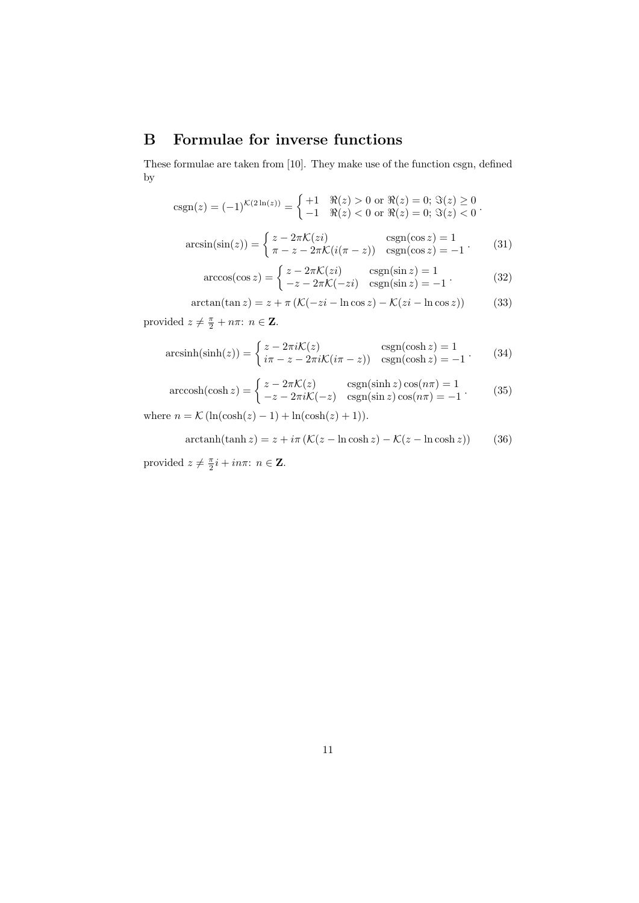# B Formulae for inverse functions

These formulae are taken from [10]. They make use of the function csgn, defined by

$$\operatorname{csgn}(z) = (-1)^{\mathcal{K}(2\ln(z))} = \begin{cases} +1 & \Re(z) > 0 \text{ or } \Re(z) = 0;\ \Im(z) \geq 0 \\ -1 & \Re(z) < 0 \text{ or } \Re(z) = 0;\ \Im(z) < 0 \end{cases}.$$

$$\arcsin(\sin(z)) = \begin{cases} z - 2\pi\mathcal{K}(zi) & \operatorname{csgn}(\cos z) = 1 \\ \pi - z - 2\pi\mathcal{K}(i(\pi - z)) & \operatorname{csgn}(\cos z) = -1 \end{cases}. \tag{31}$$

$$\arccos(\cos z) = \begin{cases} z - 2\pi\mathcal{K}(zi) & \operatorname{csgn}(\sin z) = 1 \\ -z - 2\pi\mathcal{K}(-zi) & \operatorname{csgn}(\sin z) = -1 \end{cases}. \tag{32}$$

$$\arctan(\tan z) = z + \pi\left(\mathcal{K}(-zi - \ln\cos z) - \mathcal{K}(zi - \ln\cos z)\right) \tag{33}$$

provided $z \neq \frac{\pi}{2} + n\pi$: $n \in \mathbf{Z}$.

$$\operatorname{arcsinh}(\sinh(z)) = \begin{cases} z - 2\pi i\mathcal{K}(z) & \operatorname{csgn}(\cosh z) = 1 \\ i\pi - z - 2\pi i\mathcal{K}(i\pi - z)) & \operatorname{csgn}(\cosh z) = -1 \end{cases}. \tag{34}$$

$$\operatorname{arccosh}(\cosh z) = \begin{cases} z - 2\pi\mathcal{K}(z) & \operatorname{csgn}(\sinh z)\cos(n\pi) = 1 \\ -z - 2\pi i\mathcal{K}(-z) & \operatorname{csgn}(\sin z)\cos(n\pi) = -1 \end{cases}. \tag{35}$$

where $n = \mathcal{K}\left(\ln(\cosh(z) - 1) + \ln(\cosh(z) + 1)\right)$.

$$\operatorname{arctanh}(\tanh z) = z + i\pi\left(\mathcal{K}(z - \ln\cosh z) - \mathcal{K}(z - \ln\cosh z)\right) \tag{36}$$

provided $z \neq \frac{\pi}{2}i + in\pi$: $n \in \mathbf{Z}$.